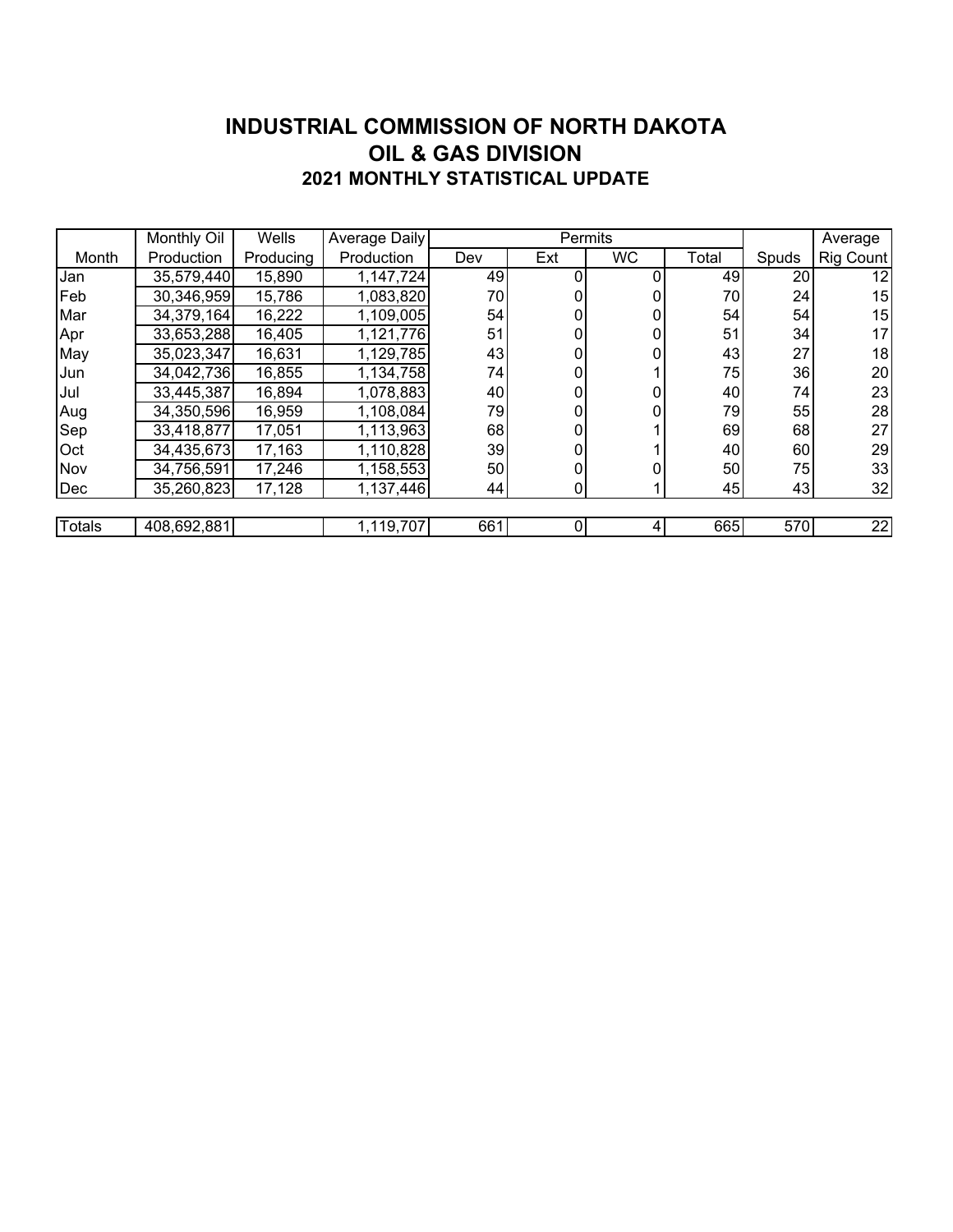# INDUSTRIAL COMMISSION OF NORTH DAKOTA

## OIL & GAS DIVISION

### 2021 MONTHLY STATISTICAL UPDATE

| Month | Monthly Oil Production | Wells Producing | Average Daily Production | Permits | | | | Spuds | Average Rig Count |
|---|---|---|---|---|---|---|---|---|---|
| | | | | Dev | Ext | WC | Total | | |
| Jan | 35,579,440 | 15,890 | 1,147,724 | 49 | 0 | 0 | 49 | 20 | 12 |
| Feb | 30,346,959 | 15,786 | 1,083,820 | 70 | 0 | 0 | 70 | 24 | 15 |
| Mar | 34,379,164 | 16,222 | 1,109,005 | 54 | 0 | 0 | 54 | 54 | 15 |
| Apr | 33,653,288 | 16,405 | 1,121,776 | 51 | 0 | 0 | 51 | 34 | 17 |
| May | 35,023,347 | 16,631 | 1,129,785 | 43 | 0 | 0 | 43 | 27 | 18 |
| Jun | 34,042,736 | 16,855 | 1,134,758 | 74 | 0 | 1 | 75 | 36 | 20 |
| Jul | 33,445,387 | 16,894 | 1,078,883 | 40 | 0 | 0 | 40 | 74 | 23 |
| Aug | 34,350,596 | 16,959 | 1,108,084 | 79 | 0 | 0 | 79 | 55 | 28 |
| Sep | 33,418,877 | 17,051 | 1,113,963 | 68 | 0 | 1 | 69 | 68 | 27 |
| Oct | 34,435,673 | 17,163 | 1,110,828 | 39 | 0 | 1 | 40 | 60 | 29 |
| Nov | 34,756,591 | 17,246 | 1,158,553 | 50 | 0 | 0 | 50 | 75 | 33 |
| Dec | 35,260,823 | 17,128 | 1,137,446 | 44 | 0 | 1 | 45 | 43 | 32 |
| Totals | 408,692,881 | | 1,119,707 | 661 | 0 | 4 | 665 | 570 | 22 |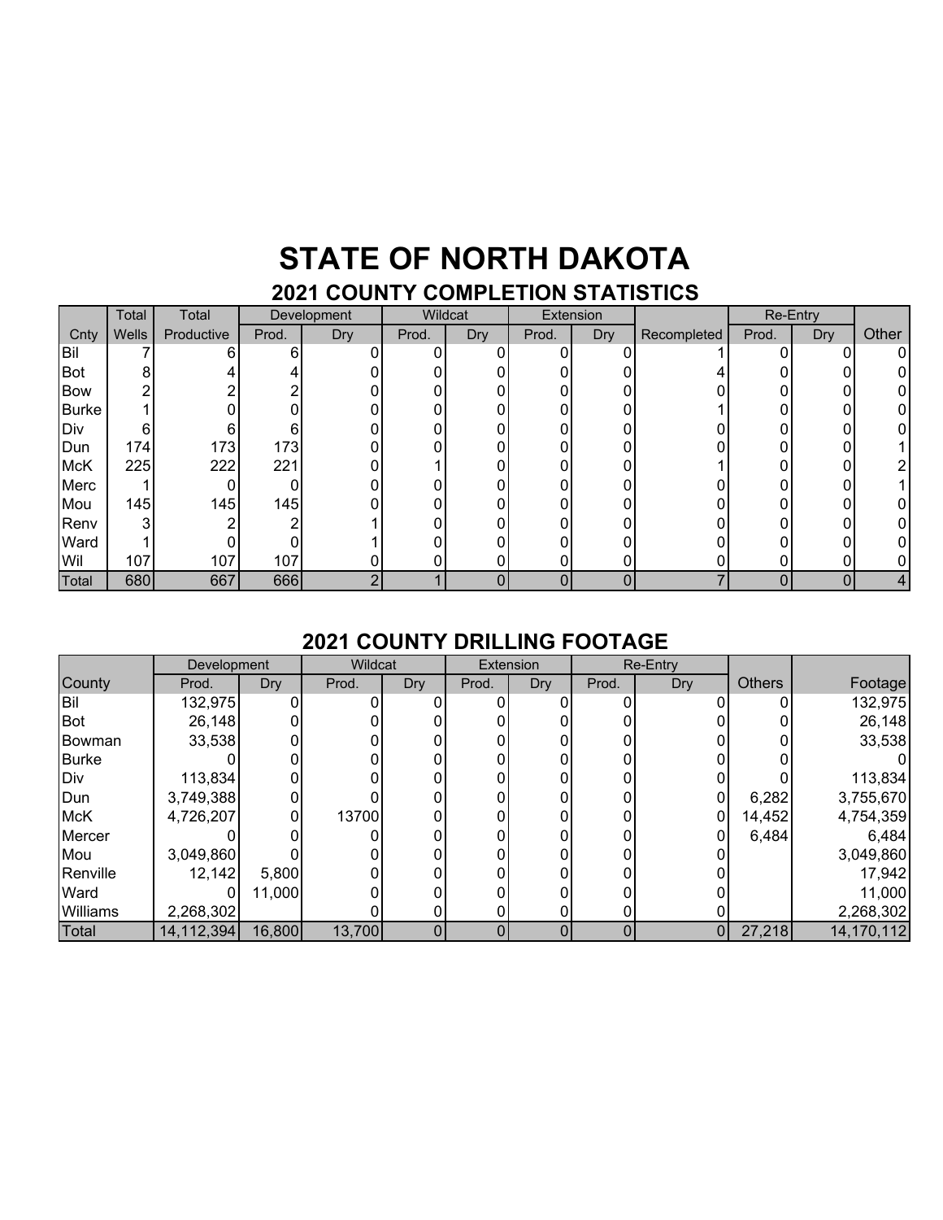# STATE OF NORTH DAKOTA

## 2021 COUNTY COMPLETION STATISTICS

| | Total | Total | Development | | Wildcat | | Extension | | | Re-Entry | | |
|---|---|---|---|---|---|---|---|---|---|---|---|---|
| Cnty | Wells | Productive | Prod. | Dry | Prod. | Dry | Prod. | Dry | Recompleted | Prod. | Dry | Other |
| Bil | 7 | 6 | 6 | 0 | 0 | 0 | 0 | 0 | 1 | 0 | 0 | 0 |
| Bot | 8 | 4 | 4 | 0 | 0 | 0 | 0 | 0 | 4 | 0 | 0 | 0 |
| Bow | 2 | 2 | 2 | 0 | 0 | 0 | 0 | 0 | 0 | 0 | 0 | 0 |
| Burke | 1 | 0 | 0 | 0 | 0 | 0 | 0 | 0 | 1 | 0 | 0 | 0 |
| Div | 6 | 6 | 6 | 0 | 0 | 0 | 0 | 0 | 0 | 0 | 0 | 0 |
| Dun | 174 | 173 | 173 | 0 | 0 | 0 | 0 | 0 | 0 | 0 | 0 | 1 |
| McK | 225 | 222 | 221 | 0 | 1 | 0 | 0 | 0 | 1 | 0 | 0 | 2 |
| Merc | 1 | 0 | 0 | 0 | 0 | 0 | 0 | 0 | 0 | 0 | 0 | 1 |
| Mou | 145 | 145 | 145 | 0 | 0 | 0 | 0 | 0 | 0 | 0 | 0 | 0 |
| Renv | 3 | 2 | 2 | 1 | 0 | 0 | 0 | 0 | 0 | 0 | 0 | 0 |
| Ward | 1 | 0 | 0 | 1 | 0 | 0 | 0 | 0 | 0 | 0 | 0 | 0 |
| Wil | 107 | 107 | 107 | 0 | 0 | 0 | 0 | 0 | 0 | 0 | 0 | 0 |
| Total | 680 | 667 | 666 | 2 | 1 | 0 | 0 | 0 | 7 | 0 | 0 | 4 |

## 2021 COUNTY DRILLING FOOTAGE

| | Development | | Wildcat | | Extension | | Re-Entry | | | |
|---|---|---|---|---|---|---|---|---|---|---|
| County | Prod. | Dry | Prod. | Dry | Prod. | Dry | Prod. | Dry | Others | Footage |
| Bil | 132,975 | 0 | 0 | 0 | 0 | 0 | 0 | 0 | 0 | 132,975 |
| Bot | 26,148 | 0 | 0 | 0 | 0 | 0 | 0 | 0 | 0 | 26,148 |
| Bowman | 33,538 | 0 | 0 | 0 | 0 | 0 | 0 | 0 | 0 | 33,538 |
| Burke | 0 | 0 | 0 | 0 | 0 | 0 | 0 | 0 | 0 | 0 |
| Div | 113,834 | 0 | 0 | 0 | 0 | 0 | 0 | 0 | 0 | 113,834 |
| Dun | 3,749,388 | 0 | 0 | 0 | 0 | 0 | 0 | 0 | 6,282 | 3,755,670 |
| McK | 4,726,207 | 0 | 13700 | 0 | 0 | 0 | 0 | 0 | 14,452 | 4,754,359 |
| Mercer | 0 | 0 | 0 | 0 | 0 | 0 | 0 | 0 | 6,484 | 6,484 |
| Mou | 3,049,860 | 0 | 0 | 0 | 0 | 0 | 0 | 0 | | 3,049,860 |
| Renville | 12,142 | 5,800 | 0 | 0 | 0 | 0 | 0 | 0 | | 17,942 |
| Ward | 0 | 11,000 | 0 | 0 | 0 | 0 | 0 | 0 | | 11,000 |
| Williams | 2,268,302 | | 0 | 0 | 0 | 0 | 0 | 0 | | 2,268,302 |
| Total | 14,112,394 | 16,800 | 13,700 | 0 | 0 | 0 | 0 | 0 | 27,218 | 14,170,112 |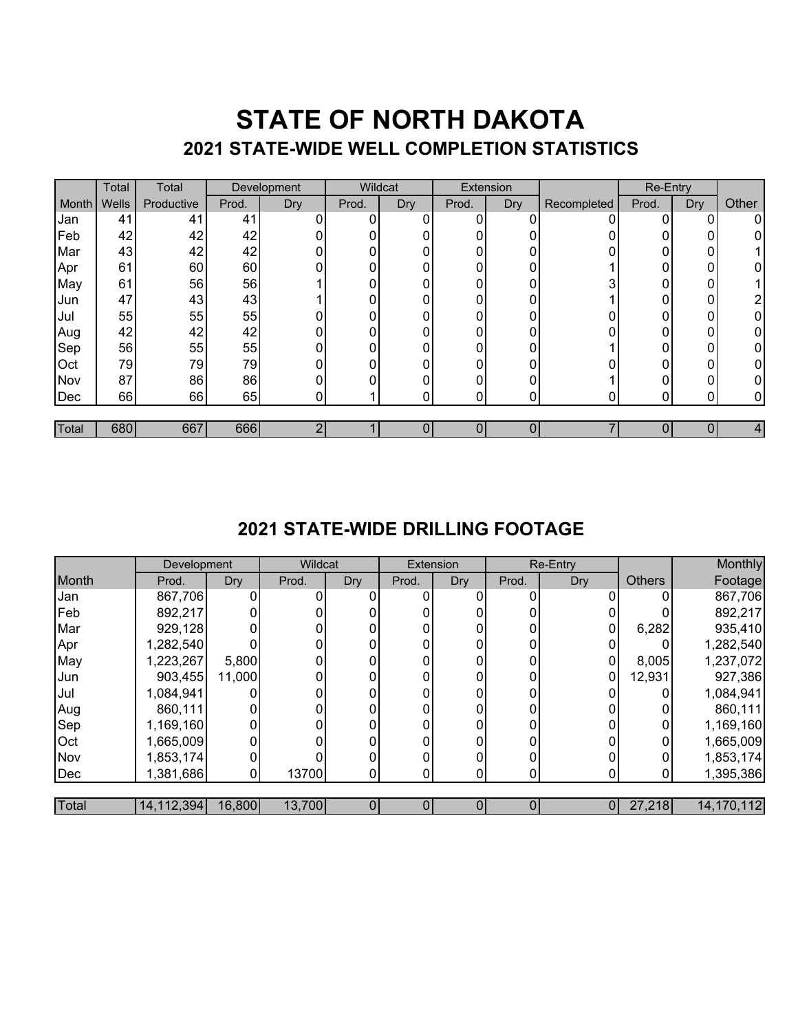# STATE OF NORTH DAKOTA

## 2021 STATE-WIDE WELL COMPLETION STATISTICS

| | Total | Total | Development | | Wildcat | | Extension | | | Re-Entry | | |
|---|---|---|---|---|---|---|---|---|---|---|---|---|
| Month | Wells | Productive | Prod. | Dry | Prod. | Dry | Prod. | Dry | Recompleted | Prod. | Dry | Other |
| Jan | 41 | 41 | 41 | 0 | 0 | 0 | 0 | 0 | 0 | 0 | 0 | 0 |
| Feb | 42 | 42 | 42 | 0 | 0 | 0 | 0 | 0 | 0 | 0 | 0 | 0 |
| Mar | 43 | 42 | 42 | 0 | 0 | 0 | 0 | 0 | 0 | 0 | 0 | 1 |
| Apr | 61 | 60 | 60 | 0 | 0 | 0 | 0 | 0 | 1 | 0 | 0 | 0 |
| May | 61 | 56 | 56 | 1 | 0 | 0 | 0 | 0 | 3 | 0 | 0 | 1 |
| Jun | 47 | 43 | 43 | 1 | 0 | 0 | 0 | 0 | 1 | 0 | 0 | 2 |
| Jul | 55 | 55 | 55 | 0 | 0 | 0 | 0 | 0 | 0 | 0 | 0 | 0 |
| Aug | 42 | 42 | 42 | 0 | 0 | 0 | 0 | 0 | 0 | 0 | 0 | 0 |
| Sep | 56 | 55 | 55 | 0 | 0 | 0 | 0 | 0 | 1 | 0 | 0 | 0 |
| Oct | 79 | 79 | 79 | 0 | 0 | 0 | 0 | 0 | 0 | 0 | 0 | 0 |
| Nov | 87 | 86 | 86 | 0 | 0 | 0 | 0 | 0 | 1 | 0 | 0 | 0 |
| Dec | 66 | 66 | 65 | 0 | 1 | 0 | 0 | 0 | 0 | 0 | 0 | 0 |
| Total | 680 | 667 | 666 | 2 | 1 | 0 | 0 | 0 | 7 | 0 | 0 | 4 |

## 2021 STATE-WIDE DRILLING FOOTAGE

| | Development | | Wildcat | | Extension | | Re-Entry | | | Monthly |
|---|---|---|---|---|---|---|---|---|---|---|
| Month | Prod. | Dry | Prod. | Dry | Prod. | Dry | Prod. | Dry | Others | Footage |
| Jan | 867,706 | 0 | 0 | 0 | 0 | 0 | 0 | 0 | 0 | 867,706 |
| Feb | 892,217 | 0 | 0 | 0 | 0 | 0 | 0 | 0 | 0 | 892,217 |
| Mar | 929,128 | 0 | 0 | 0 | 0 | 0 | 0 | 0 | 6,282 | 935,410 |
| Apr | 1,282,540 | 0 | 0 | 0 | 0 | 0 | 0 | 0 | 0 | 1,282,540 |
| May | 1,223,267 | 5,800 | 0 | 0 | 0 | 0 | 0 | 0 | 8,005 | 1,237,072 |
| Jun | 903,455 | 11,000 | 0 | 0 | 0 | 0 | 0 | 0 | 12,931 | 927,386 |
| Jul | 1,084,941 | 0 | 0 | 0 | 0 | 0 | 0 | 0 | 0 | 1,084,941 |
| Aug | 860,111 | 0 | 0 | 0 | 0 | 0 | 0 | 0 | 0 | 860,111 |
| Sep | 1,169,160 | 0 | 0 | 0 | 0 | 0 | 0 | 0 | 0 | 1,169,160 |
| Oct | 1,665,009 | 0 | 0 | 0 | 0 | 0 | 0 | 0 | 0 | 1,665,009 |
| Nov | 1,853,174 | 0 | 0 | 0 | 0 | 0 | 0 | 0 | 0 | 1,853,174 |
| Dec | 1,381,686 | 0 | 13700 | 0 | 0 | 0 | 0 | 0 | 0 | 1,395,386 |
| Total | 14,112,394 | 16,800 | 13,700 | 0 | 0 | 0 | 0 | 0 | 27,218 | 14,170,112 |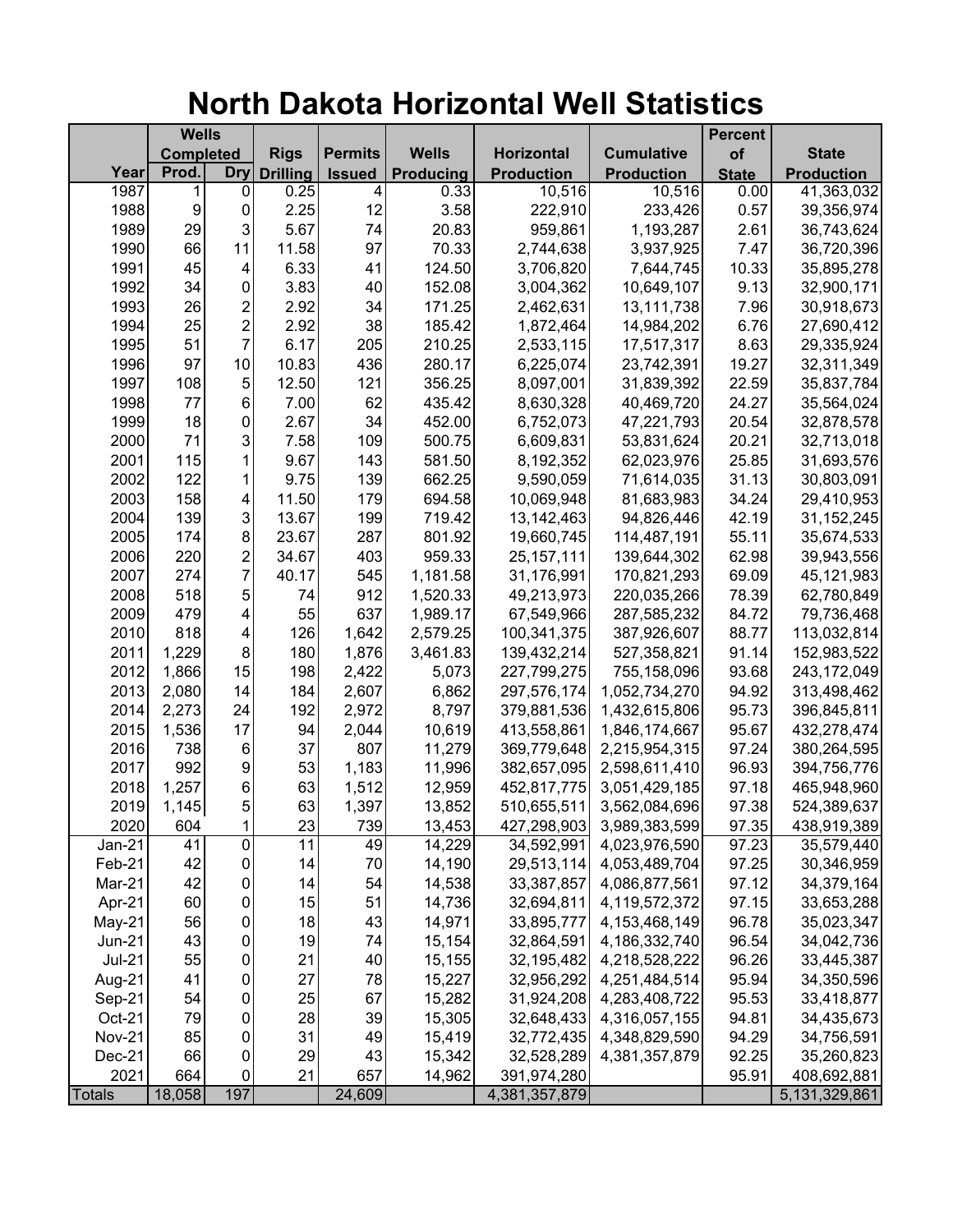# North Dakota Horizontal Well Statistics

| | Wells Completed | | Rigs | Permits | Wells | Horizontal | Cumulative | Percent of | State |
|---|---|---|---|---|---|---|---|---|---|
| Year | Prod. | Dry | Drilling | Issued | Producing | Production | Production | State | Production |
| 1987 | 1 | 0 | 0.25 | 4 | 0.33 | 10,516 | 10,516 | 0.00 | 41,363,032 |
| 1988 | 9 | 0 | 2.25 | 12 | 3.58 | 222,910 | 233,426 | 0.57 | 39,356,974 |
| 1989 | 29 | 3 | 5.67 | 74 | 20.83 | 959,861 | 1,193,287 | 2.61 | 36,743,624 |
| 1990 | 66 | 11 | 11.58 | 97 | 70.33 | 2,744,638 | 3,937,925 | 7.47 | 36,720,396 |
| 1991 | 45 | 4 | 6.33 | 41 | 124.50 | 3,706,820 | 7,644,745 | 10.33 | 35,895,278 |
| 1992 | 34 | 0 | 3.83 | 40 | 152.08 | 3,004,362 | 10,649,107 | 9.13 | 32,900,171 |
| 1993 | 26 | 2 | 2.92 | 34 | 171.25 | 2,462,631 | 13,111,738 | 7.96 | 30,918,673 |
| 1994 | 25 | 2 | 2.92 | 38 | 185.42 | 1,872,464 | 14,984,202 | 6.76 | 27,690,412 |
| 1995 | 51 | 7 | 6.17 | 205 | 210.25 | 2,533,115 | 17,517,317 | 8.63 | 29,335,924 |
| 1996 | 97 | 10 | 10.83 | 436 | 280.17 | 6,225,074 | 23,742,391 | 19.27 | 32,311,349 |
| 1997 | 108 | 5 | 12.50 | 121 | 356.25 | 8,097,001 | 31,839,392 | 22.59 | 35,837,784 |
| 1998 | 77 | 6 | 7.00 | 62 | 435.42 | 8,630,328 | 40,469,720 | 24.27 | 35,564,024 |
| 1999 | 18 | 0 | 2.67 | 34 | 452.00 | 6,752,073 | 47,221,793 | 20.54 | 32,878,578 |
| 2000 | 71 | 3 | 7.58 | 109 | 500.75 | 6,609,831 | 53,831,624 | 20.21 | 32,713,018 |
| 2001 | 115 | 1 | 9.67 | 143 | 581.50 | 8,192,352 | 62,023,976 | 25.85 | 31,693,576 |
| 2002 | 122 | 1 | 9.75 | 139 | 662.25 | 9,590,059 | 71,614,035 | 31.13 | 30,803,091 |
| 2003 | 158 | 4 | 11.50 | 179 | 694.58 | 10,069,948 | 81,683,983 | 34.24 | 29,410,953 |
| 2004 | 139 | 3 | 13.67 | 199 | 719.42 | 13,142,463 | 94,826,446 | 42.19 | 31,152,245 |
| 2005 | 174 | 8 | 23.67 | 287 | 801.92 | 19,660,745 | 114,487,191 | 55.11 | 35,674,533 |
| 2006 | 220 | 2 | 34.67 | 403 | 959.33 | 25,157,111 | 139,644,302 | 62.98 | 39,943,556 |
| 2007 | 274 | 7 | 40.17 | 545 | 1,181.58 | 31,176,991 | 170,821,293 | 69.09 | 45,121,983 |
| 2008 | 518 | 5 | 74 | 912 | 1,520.33 | 49,213,973 | 220,035,266 | 78.39 | 62,780,849 |
| 2009 | 479 | 4 | 55 | 637 | 1,989.17 | 67,549,966 | 287,585,232 | 84.72 | 79,736,468 |
| 2010 | 818 | 4 | 126 | 1,642 | 2,579.25 | 100,341,375 | 387,926,607 | 88.77 | 113,032,814 |
| 2011 | 1,229 | 8 | 180 | 1,876 | 3,461.83 | 139,432,214 | 527,358,821 | 91.14 | 152,983,522 |
| 2012 | 1,866 | 15 | 198 | 2,422 | 5,073 | 227,799,275 | 755,158,096 | 93.68 | 243,172,049 |
| 2013 | 2,080 | 14 | 184 | 2,607 | 6,862 | 297,576,174 | 1,052,734,270 | 94.92 | 313,498,462 |
| 2014 | 2,273 | 24 | 192 | 2,972 | 8,797 | 379,881,536 | 1,432,615,806 | 95.73 | 396,845,811 |
| 2015 | 1,536 | 17 | 94 | 2,044 | 10,619 | 413,558,861 | 1,846,174,667 | 95.67 | 432,278,474 |
| 2016 | 738 | 6 | 37 | 807 | 11,279 | 369,779,648 | 2,215,954,315 | 97.24 | 380,264,595 |
| 2017 | 992 | 9 | 53 | 1,183 | 11,996 | 382,657,095 | 2,598,611,410 | 96.93 | 394,756,776 |
| 2018 | 1,257 | 6 | 63 | 1,512 | 12,959 | 452,817,775 | 3,051,429,185 | 97.18 | 465,948,960 |
| 2019 | 1,145 | 5 | 63 | 1,397 | 13,852 | 510,655,511 | 3,562,084,696 | 97.38 | 524,389,637 |
| 2020 | 604 | 1 | 23 | 739 | 13,453 | 427,298,903 | 3,989,383,599 | 97.35 | 438,919,389 |
| Jan-21 | 41 | 0 | 11 | 49 | 14,229 | 34,592,991 | 4,023,976,590 | 97.23 | 35,579,440 |
| Feb-21 | 42 | 0 | 14 | 70 | 14,190 | 29,513,114 | 4,053,489,704 | 97.25 | 30,346,959 |
| Mar-21 | 42 | 0 | 14 | 54 | 14,538 | 33,387,857 | 4,086,877,561 | 97.12 | 34,379,164 |
| Apr-21 | 60 | 0 | 15 | 51 | 14,736 | 32,694,811 | 4,119,572,372 | 97.15 | 33,653,288 |
| May-21 | 56 | 0 | 18 | 43 | 14,971 | 33,895,777 | 4,153,468,149 | 96.78 | 35,023,347 |
| Jun-21 | 43 | 0 | 19 | 74 | 15,154 | 32,864,591 | 4,186,332,740 | 96.54 | 34,042,736 |
| Jul-21 | 55 | 0 | 21 | 40 | 15,155 | 32,195,482 | 4,218,528,222 | 96.26 | 33,445,387 |
| Aug-21 | 41 | 0 | 27 | 78 | 15,227 | 32,956,292 | 4,251,484,514 | 95.94 | 34,350,596 |
| Sep-21 | 54 | 0 | 25 | 67 | 15,282 | 31,924,208 | 4,283,408,722 | 95.53 | 33,418,877 |
| Oct-21 | 79 | 0 | 28 | 39 | 15,305 | 32,648,433 | 4,316,057,155 | 94.81 | 34,435,673 |
| Nov-21 | 85 | 0 | 31 | 49 | 15,419 | 32,772,435 | 4,348,829,590 | 94.29 | 34,756,591 |
| Dec-21 | 66 | 0 | 29 | 43 | 15,342 | 32,528,289 | 4,381,357,879 | 92.25 | 35,260,823 |
| 2021 | 664 | 0 | 21 | 657 | 14,962 | 391,974,280 | | 95.91 | 408,692,881 |
| Totals | 18,058 | 197 | | 24,609 | | 4,381,357,879 | | | 5,131,329,861 |